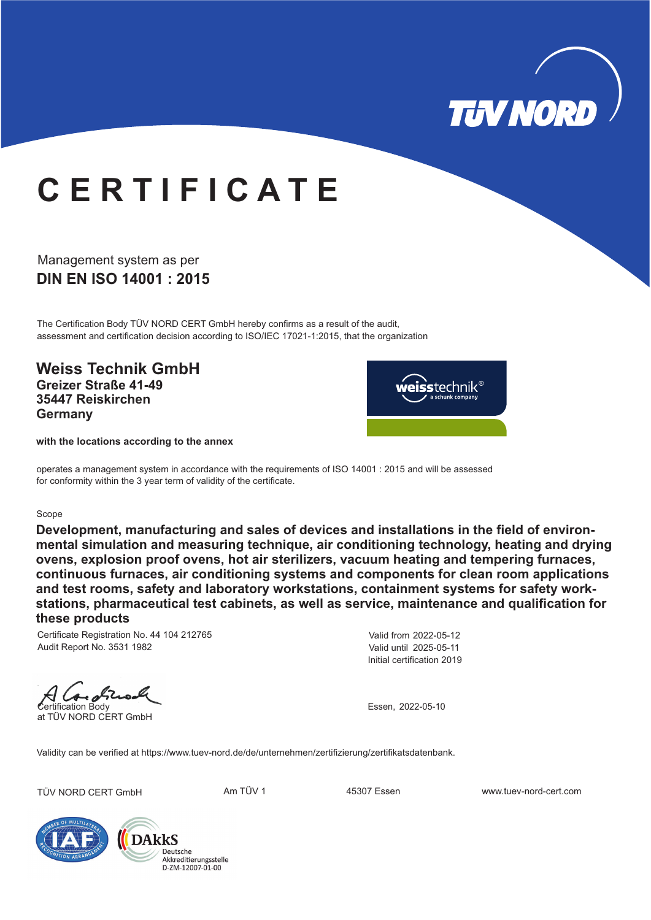TÜV NORD

# CERTIFICATE

Management system as per

**DIN EN ISO 14001 : 2015**

The Certification Body TÜV NORD CERT GmbH hereby confirms as a result of the audit, assessment and certification decision according to ISO/IEC 17021-1:2015, that the organization

**Weiss Technik GmbH**
**Greizer Straße 41-49**
**35447 Reiskirchen**
**Germany**

weisstechnik® a schunk company

**with the locations according to the annex**

operates a management system in accordance with the requirements of ISO 14001 : 2015 and will be assessed for conformity within the 3 year term of validity of the certificate.

Scope

**Development, manufacturing and sales of devices and installations in the field of environmental simulation and measuring technique, air conditioning technology, heating and drying ovens, explosion proof ovens, hot air sterilizers, vacuum heating and tempering furnaces, continuous furnaces, air conditioning systems and components for clean room applications and test rooms, safety and laboratory workstations, containment systems for safety workstations, pharmaceutical test cabinets, as well as service, maintenance and qualification for these products**

Certificate Registration No. 44 104 212765
Audit Report No. 3531 1982

Valid from 2022-05-12
Valid until 2025-05-11
Initial certification 2019

Certification Body
at TÜV NORD CERT GmbH

Essen, 2022-05-10

Validity can be verified at https://www.tuev-nord.de/de/unternehmen/zertifizierung/zertifikatsdatenbank.

TÜV NORD CERT GmbH | Am TÜV 1 | 45307 Essen | www.tuev-nord-cert.com

DAkkS Deutsche Akkreditierungsstelle D-ZM-12007-01-00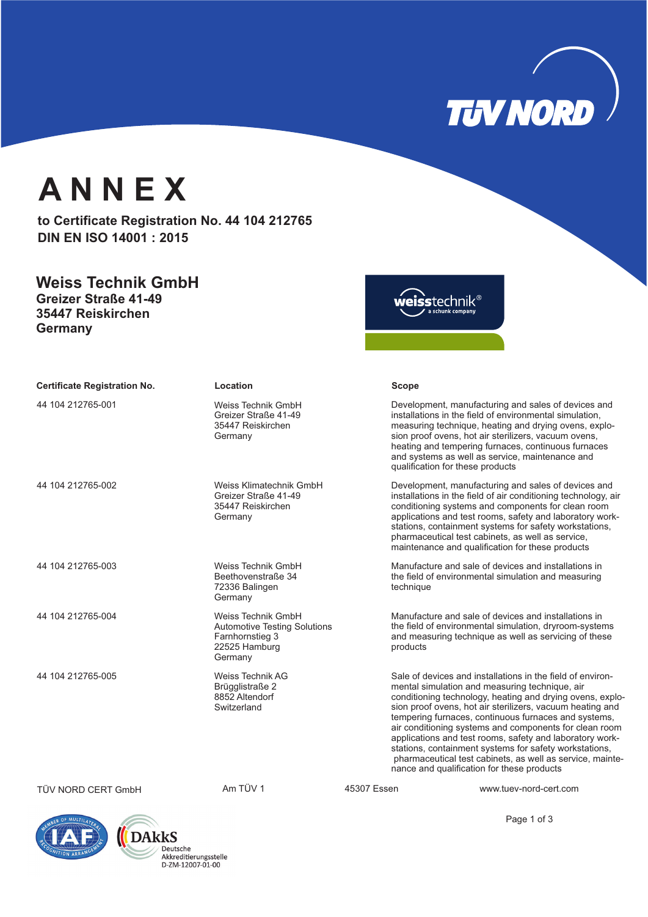# ANNEX

**to Certificate Registration No. 44 104 212765**
**DIN EN ISO 14001 : 2015**

## Weiss Technik GmbH

**Greizer Straße 41-49**
**35447 Reiskirchen**
**Germany**

| Certificate Registration No. | Location | Scope |
|---|---|---|
| 44 104 212765-001 | Weiss Technik GmbH<br>Greizer Straße 41-49<br>35447 Reiskirchen<br>Germany | Development, manufacturing and sales of devices and installations in the field of environmental simulation, measuring technique, heating and drying ovens, explosion proof ovens, hot air sterilizers, vacuum ovens, heating and tempering furnaces, continuous furnaces and systems as well as service, maintenance and qualification for these products |
| 44 104 212765-002 | Weiss Klimatechnik GmbH<br>Greizer Straße 41-49<br>35447 Reiskirchen<br>Germany | Development, manufacturing and sales of devices and installations in the field of air conditioning technology, air conditioning systems and components for clean room applications and test rooms, safety and laboratory workstations, containment systems for safety workstations, pharmaceutical test cabinets, as well as service, maintenance and qualification for these products |
| 44 104 212765-003 | Weiss Technik GmbH<br>Beethovenstraße 34<br>72336 Balingen<br>Germany | Manufacture and sale of devices and installations in the field of environmental simulation and measuring technique |
| 44 104 212765-004 | Weiss Technik GmbH<br>Automotive Testing Solutions<br>Farnhornstieg 3<br>22525 Hamburg<br>Germany | Manufacture and sale of devices and installations in the field of environmental simulation, dryroom-systems and measuring technique as well as servicing of these products |
| 44 104 212765-005 | Weiss Technik AG<br>Brügglistraße 2<br>8852 Altendorf<br>Switzerland | Sale of devices and installations in the field of environmental simulation and measuring technique, air conditioning technology, heating and drying ovens, explosion proof ovens, hot air sterilizers, vacuum heating and tempering furnaces, continuous furnaces and systems, air conditioning systems and components for clean room applications and test rooms, safety and laboratory workstations, containment systems for safety workstations, pharmaceutical test cabinets, as well as service, maintenance and qualification for these products |

TÜV NORD CERT GmbH   Am TÜV 1   45307 Essen   www.tuev-nord-cert.com

DAkkS Deutsche Akkreditierungsstelle D-ZM-12007-01-00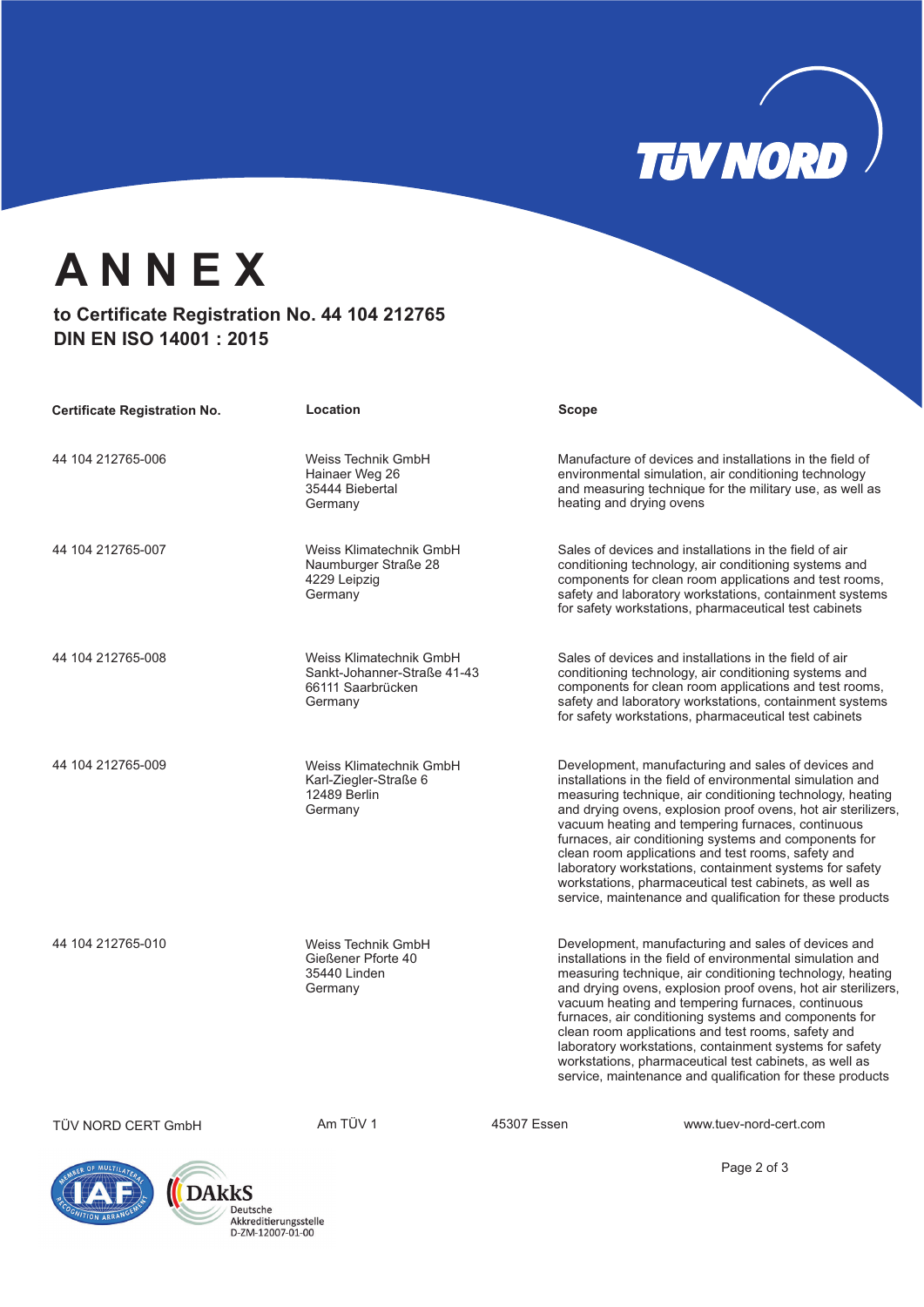# ANNEX

**to Certificate Registration No. 44 104 212765**
**DIN EN ISO 14001 : 2015**

| Certificate Registration No. | Location | Scope |
|---|---|---|
| 44 104 212765-006 | Weiss Technik GmbH<br>Hainaer Weg 26<br>35444 Biebertal<br>Germany | Manufacture of devices and installations in the field of environmental simulation, air conditioning technology and measuring technique for the military use, as well as heating and drying ovens |
| 44 104 212765-007 | Weiss Klimatechnik GmbH<br>Naumburger Straße 28<br>4229 Leipzig<br>Germany | Sales of devices and installations in the field of air conditioning technology, air conditioning systems and components for clean room applications and test rooms, safety and laboratory workstations, containment systems for safety workstations, pharmaceutical test cabinets |
| 44 104 212765-008 | Weiss Klimatechnik GmbH<br>Sankt-Johanner-Straße 41-43<br>66111 Saarbrücken<br>Germany | Sales of devices and installations in the field of air conditioning technology, air conditioning systems and components for clean room applications and test rooms, safety and laboratory workstations, containment systems for safety workstations, pharmaceutical test cabinets |
| 44 104 212765-009 | Weiss Klimatechnik GmbH<br>Karl-Ziegler-Straße 6<br>12489 Berlin<br>Germany | Development, manufacturing and sales of devices and installations in the field of environmental simulation and measuring technique, air conditioning technology, heating and drying ovens, explosion proof ovens, hot air sterilizers, vacuum heating and tempering furnaces, continuous furnaces, air conditioning systems and components for clean room applications and test rooms, safety and laboratory workstations, containment systems for safety workstations, pharmaceutical test cabinets, as well as service, maintenance and qualification for these products |
| 44 104 212765-010 | Weiss Technik GmbH<br>Gießener Pforte 40<br>35440 Linden<br>Germany | Development, manufacturing and sales of devices and installations in the field of environmental simulation and measuring technique, air conditioning technology, heating and drying ovens, explosion proof ovens, hot air sterilizers, vacuum heating and tempering furnaces, continuous furnaces, air conditioning systems and components for clean room applications and test rooms, safety and laboratory workstations, containment systems for safety workstations, pharmaceutical test cabinets, as well as service, maintenance and qualification for these products |

TÜV NORD CERT GmbH | Am TÜV 1 | 45307 Essen | www.tuev-nord-cert.com

DAkkS Deutsche Akkreditierungsstelle D-ZM-12007-01-00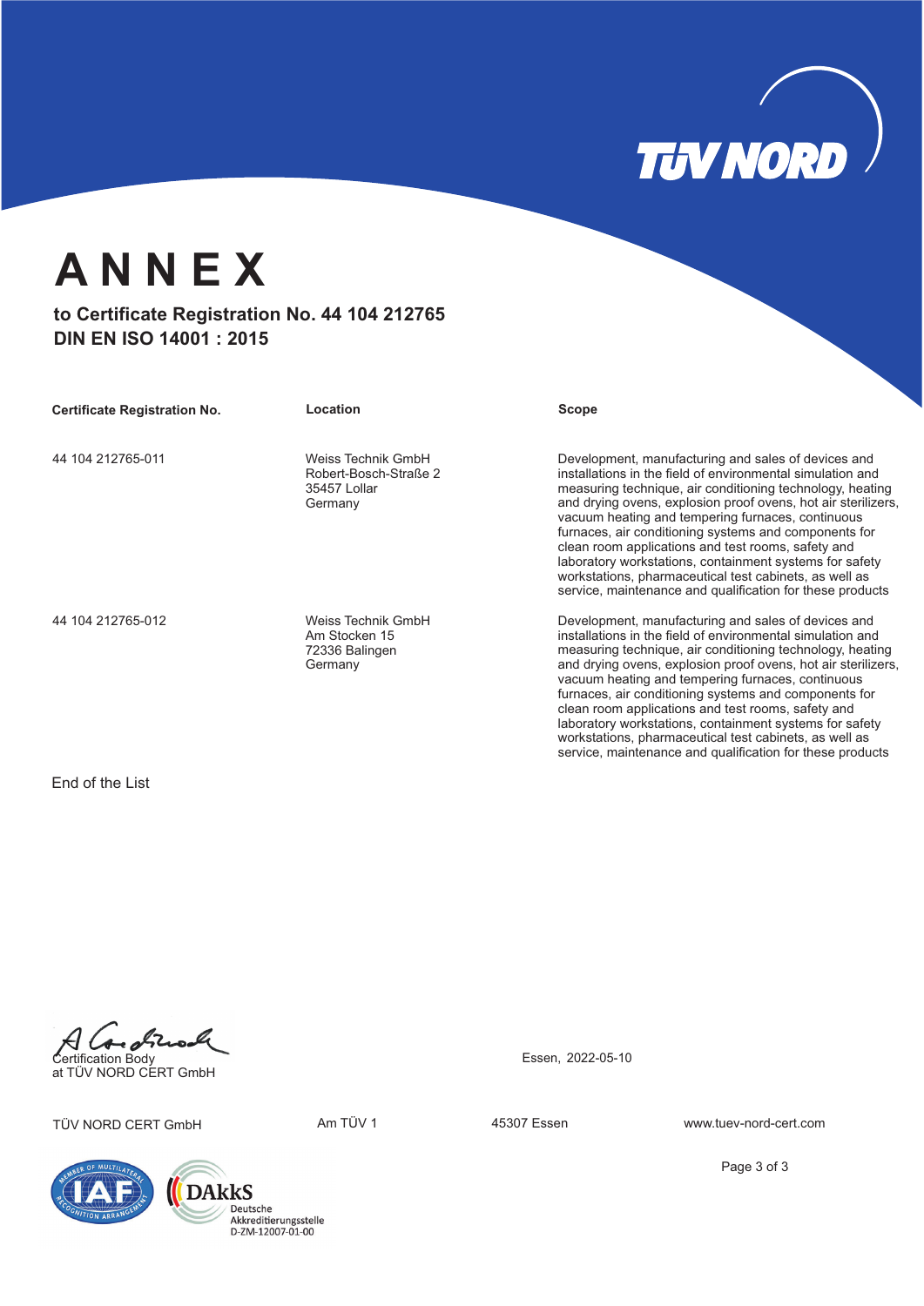# ANNEX

**to Certificate Registration No. 44 104 212765**
**DIN EN ISO 14001 : 2015**

| Certificate Registration No. | Location | Scope |
|---|---|---|
| 44 104 212765-011 | Weiss Technik GmbH<br>Robert-Bosch-Straße 2<br>35457 Lollar<br>Germany | Development, manufacturing and sales of devices and installations in the field of environmental simulation and measuring technique, air conditioning technology, heating and drying ovens, explosion proof ovens, hot air sterilizers, vacuum heating and tempering furnaces, continuous furnaces, air conditioning systems and components for clean room applications and test rooms, safety and laboratory workstations, containment systems for safety workstations, pharmaceutical test cabinets, as well as service, maintenance and qualification for these products |
| 44 104 212765-012 | Weiss Technik GmbH<br>Am Stocken 15<br>72336 Balingen<br>Germany | Development, manufacturing and sales of devices and installations in the field of environmental simulation and measuring technique, air conditioning technology, heating and drying ovens, explosion proof ovens, hot air sterilizers, vacuum heating and tempering furnaces, continuous furnaces, air conditioning systems and components for clean room applications and test rooms, safety and laboratory workstations, containment systems for safety workstations, pharmaceutical test cabinets, as well as service, maintenance and qualification for these products |

End of the List

Certification Body
at TÜV NORD CERT GmbH

Essen, 2022-05-10

TÜV NORD CERT GmbH Am TÜV 1 45307 Essen www.tuev-nord-cert.com

DAkkS
Deutsche
Akkreditierungsstelle
D-ZM-12007-01-00